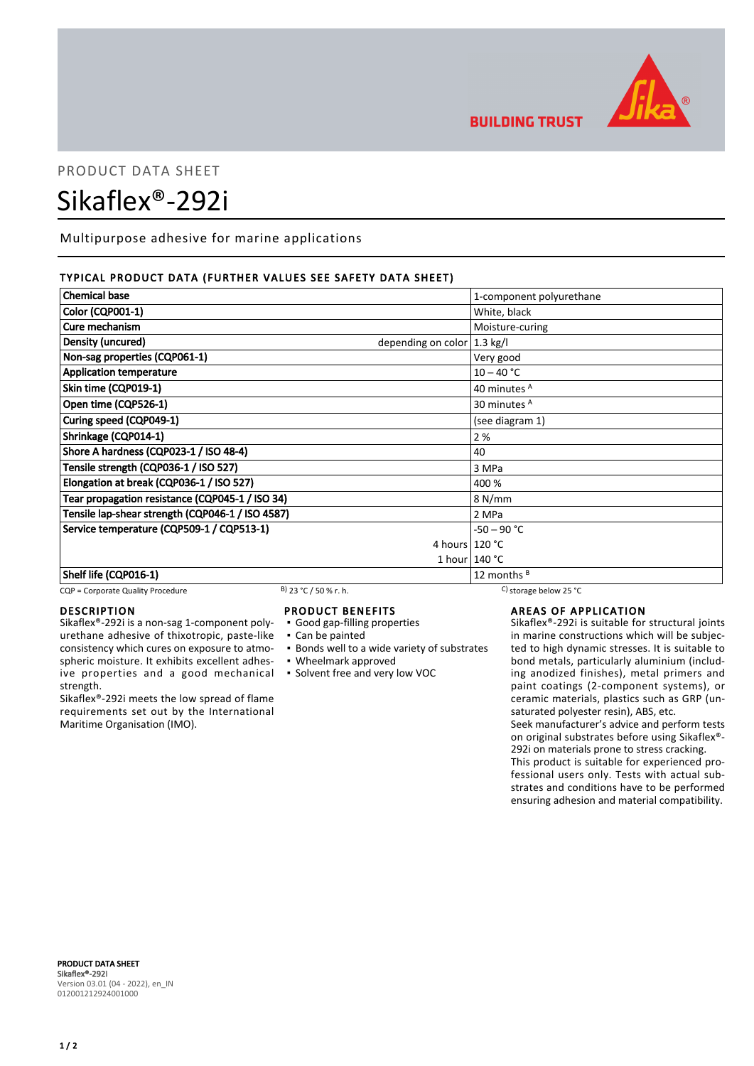PRODUCT DATA SHEET

# Sikaflex®-292i

Multipurpose adhesive for marine applications

## TYPICAL PRODUCT DATA (FURTHER VALUES SEE SAFETY DATA SHEET)

| | | |
|---|---|---|
| **Chemical base** | | 1-component polyurethane |
| **Color (CQP001-1)** | | White, black |
| **Cure mechanism** | | Moisture-curing |
| **Density (uncured)** | depending on color | 1.3 kg/l |
| **Non-sag properties (CQP061-1)** | | Very good |
| **Application temperature** | | 10 – 40 °C |
| **Skin time (CQP019-1)** | | 40 minutes [A] |
| **Open time (CQP526-1)** | | 30 minutes [A] |
| **Curing speed (CQP049-1)** | | (see diagram 1) |
| **Shrinkage (CQP014-1)** | | 2 % |
| **Shore A hardness (CQP023-1 / ISO 48-4)** | | 40 |
| **Tensile strength (CQP036-1 / ISO 527)** | | 3 MPa |
| **Elongation at break (CQP036-1 / ISO 527)** | | 400 % |
| **Tear propagation resistance (CQP045-1 / ISO 34)** | | 8 N/mm |
| **Tensile lap-shear strength (CQP046-1 / ISO 4587)** | | 2 MPa |
| **Service temperature (CQP509-1 / CQP513-1)** | | -50 – 90 °C |
| | 4 hours | 120 °C |
| | 1 hour | 140 °C |
| **Shelf life (CQP016-1)** | | 12 months [B] |

CQP = Corporate Quality Procedure    B) 23 °C / 50 % r. h.    C) storage below 25 °C

## DESCRIPTION

Sikaflex®-292i is a non-sag 1-component polyurethane adhesive of thixotropic, paste-like consistency which cures on exposure to atmospheric moisture. It exhibits excellent adhesive properties and a good mechanical strength.

Sikaflex®-292i meets the low spread of flame requirements set out by the International Maritime Organisation (IMO).

## PRODUCT BENEFITS

- Good gap-filling properties
- Can be painted
- Bonds well to a wide variety of substrates
- Wheelmark approved
- Solvent free and very low VOC

## AREAS OF APPLICATION

Sikaflex®-292i is suitable for structural joints in marine constructions which will be subjected to high dynamic stresses. It is suitable to bond metals, particularly aluminium (including anodized finishes), metal primers and paint coatings (2-component systems), or ceramic materials, plastics such as GRP (unsaturated polyester resin), ABS, etc.

Seek manufacturer's advice and perform tests on original substrates before using Sikaflex®-292i on materials prone to stress cracking.

This product is suitable for experienced professional users only. Tests with actual substrates and conditions have to be performed ensuring adhesion and material compatibility.

**PRODUCT DATA SHEET**
**Sikaflex®-292i**
Version 03.01 (04 - 2022), en_IN
012001212924001000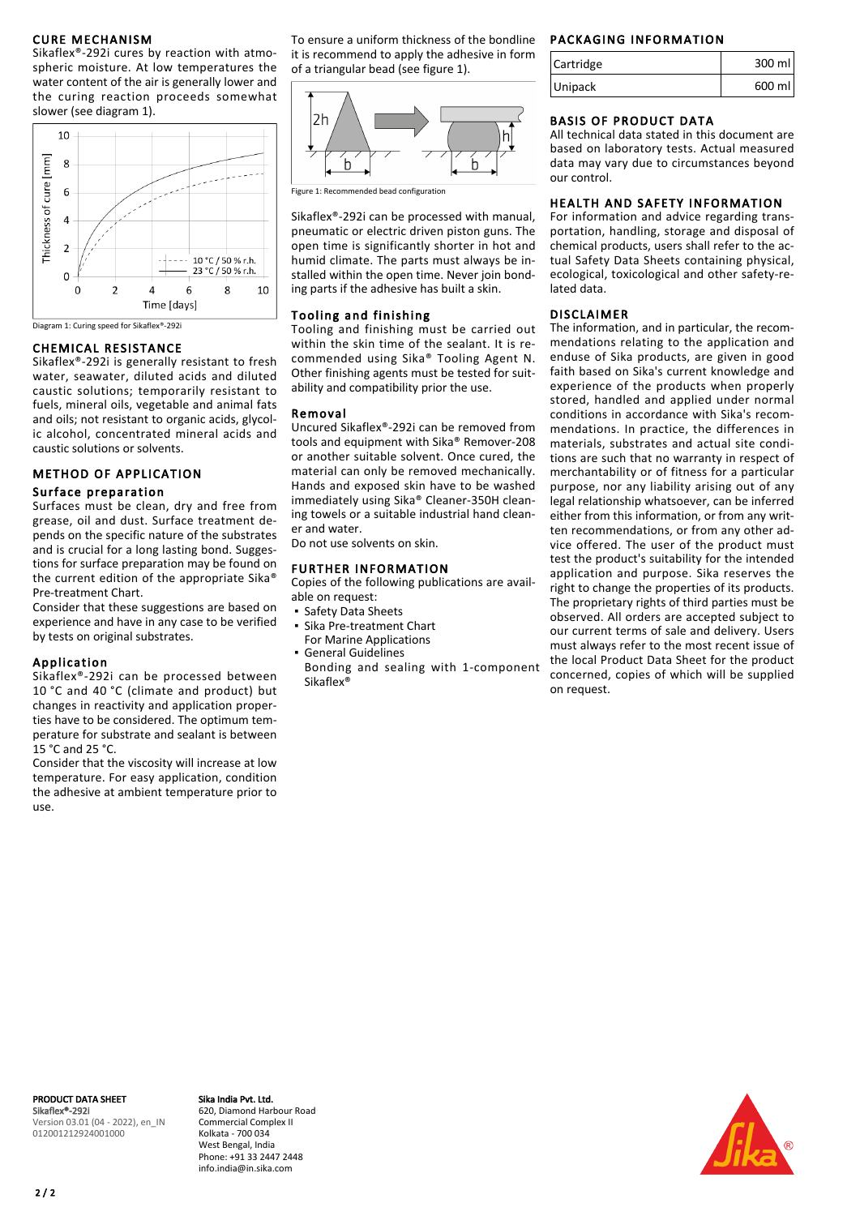## CURE MECHANISM

Sikaflex®-292i cures by reaction with atmospheric moisture. At low temperatures the water content of the air is generally lower and the curing reaction proceeds somewhat slower (see diagram 1).

10
8
6
4
2
0
Thickness of cure [mm]
0 2 4 6 8 10
Time [days]
10 °C / 50 % r.h.
23 °C / 50 % r.h.

Diagram 1: Curing speed for Sikaflex®-292i

## CHEMICAL RESISTANCE

Sikaflex®-292i is generally resistant to fresh water, seawater, diluted acids and diluted caustic solutions; temporarily resistant to fuels, mineral oils, vegetable and animal fats and oils; not resistant to organic acids, glycolic alcohol, concentrated mineral acids and caustic solutions or solvents.

## METHOD OF APPLICATION

### Surface preparation

Surfaces must be clean, dry and free from grease, oil and dust. Surface treatment depends on the specific nature of the substrates and is crucial for a long lasting bond. Suggestions for surface preparation may be found on the current edition of the appropriate Sika® Pre-treatment Chart.

Consider that these suggestions are based on experience and have in any case to be verified by tests on original substrates.

### Application

Sikaflex®-292i can be processed between 10 °C and 40 °C (climate and product) but changes in reactivity and application properties have to be considered. The optimum temperature for substrate and sealant is between 15 °C and 25 °C.

Consider that the viscosity will increase at low temperature. For easy application, condition the adhesive at ambient temperature prior to use.

To ensure a uniform thickness of the bondline it is recommend to apply the adhesive in form of a triangular bead (see figure 1).

2h
b
h
b

Figure 1: Recommended bead configuration

Sikaflex®-292i can be processed with manual, pneumatic or electric driven piston guns. The open time is significantly shorter in hot and humid climate. The parts must always be installed within the open time. Never join bonding parts if the adhesive has built a skin.

### Tooling and finishing

Tooling and finishing must be carried out within the skin time of the sealant. It is recommended using Sika® Tooling Agent N. Other finishing agents must be tested for suitability and compatibility prior the use.

### Removal

Uncured Sikaflex®-292i can be removed from tools and equipment with Sika® Remover-208 or another suitable solvent. Once cured, the material can only be removed mechanically. Hands and exposed skin have to be washed immediately using Sika® Cleaner-350H cleaning towels or a suitable industrial hand cleaner and water.

Do not use solvents on skin.

## FURTHER INFORMATION

Copies of the following publications are available on request:

- Safety Data Sheets
- Sika Pre-treatment Chart
  For Marine Applications
- General Guidelines
  Bonding and sealing with 1-component Sikaflex®

## PACKAGING INFORMATION

| | |
|---|---|
| Cartridge | 300 ml |
| Unipack | 600 ml |

## BASIS OF PRODUCT DATA

All technical data stated in this document are based on laboratory tests. Actual measured data may vary due to circumstances beyond our control.

## HEALTH AND SAFETY INFORMATION

For information and advice regarding transportation, handling, storage and disposal of chemical products, users shall refer to the actual Safety Data Sheets containing physical, ecological, toxicological and other safety-related data.

## DISCLAIMER

The information, and in particular, the recommendations relating to the application and enduse of Sika products, are given in good faith based on Sika's current knowledge and experience of the products when properly stored, handled and applied under normal conditions in accordance with Sika's recommendations. In practice, the differences in materials, substrates and actual site conditions are such that no warranty in respect of merchantability or of fitness for a particular purpose, nor any liability arising out of any legal relationship whatsoever, can be inferred either from this information, or from any written recommendations, or from any other advice offered. The user of the product must test the product's suitability for the intended application and purpose. Sika reserves the right to change the properties of its products. The proprietary rights of third parties must be observed. All orders are accepted subject to our current terms of sale and delivery. Users must always refer to the most recent issue of the local Product Data Sheet for the product concerned, copies of which will be supplied on request.

**PRODUCT DATA SHEET**
**Sikaflex®-292i**
Version 03.01 (04 - 2022), en_IN
012001212924001000

**Sika India Pvt. Ltd.**
620, Diamond Harbour Road
Commercial Complex II
Kolkata - 700 034
West Bengal, India
Phone: +91 33 2447 2448
info.india@in.sika.com